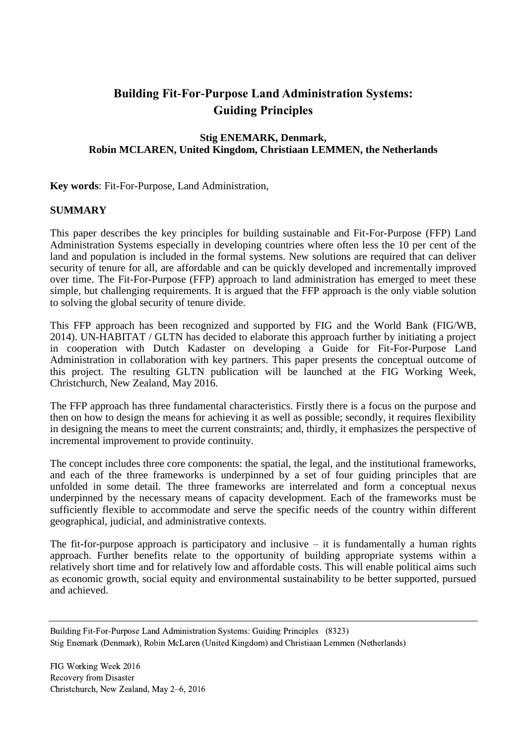# Building Fit-For-Purpose Land Administration Systems: Guiding Principles

**Stig ENEMARK, Denmark, Robin MCLAREN, United Kingdom, Christiaan LEMMEN, the Netherlands**

**Key words**: Fit-For-Purpose, Land Administration,

## SUMMARY

This paper describes the key principles for building sustainable and Fit-For-Purpose (FFP) Land Administration Systems especially in developing countries where often less the 10 per cent of the land and population is included in the formal systems. New solutions are required that can deliver security of tenure for all, are affordable and can be quickly developed and incrementally improved over time. The Fit-For-Purpose (FFP) approach to land administration has emerged to meet these simple, but challenging requirements. It is argued that the FFP approach is the only viable solution to solving the global security of tenure divide.

This FFP approach has been recognized and supported by FIG and the World Bank (FIG/WB, 2014). UN-HABITAT / GLTN has decided to elaborate this approach further by initiating a project in cooperation with Dutch Kadaster on developing a Guide for Fit-For-Purpose Land Administration in collaboration with key partners. This paper presents the conceptual outcome of this project. The resulting GLTN publication will be launched at the FIG Working Week, Christchurch, New Zealand, May 2016.

The FFP approach has three fundamental characteristics. Firstly there is a focus on the purpose and then on how to design the means for achieving it as well as possible; secondly, it requires flexibility in designing the means to meet the current constraints; and, thirdly, it emphasizes the perspective of incremental improvement to provide continuity.

The concept includes three core components: the spatial, the legal, and the institutional frameworks, and each of the three frameworks is underpinned by a set of four guiding principles that are unfolded in some detail. The three frameworks are interrelated and form a conceptual nexus underpinned by the necessary means of capacity development. Each of the frameworks must be sufficiently flexible to accommodate and serve the specific needs of the country within different geographical, judicial, and administrative contexts.

The fit-for-purpose approach is participatory and inclusive – it is fundamentally a human rights approach. Further benefits relate to the opportunity of building appropriate systems within a relatively short time and for relatively low and affordable costs. This will enable political aims such as economic growth, social equity and environmental sustainability to be better supported, pursued and achieved.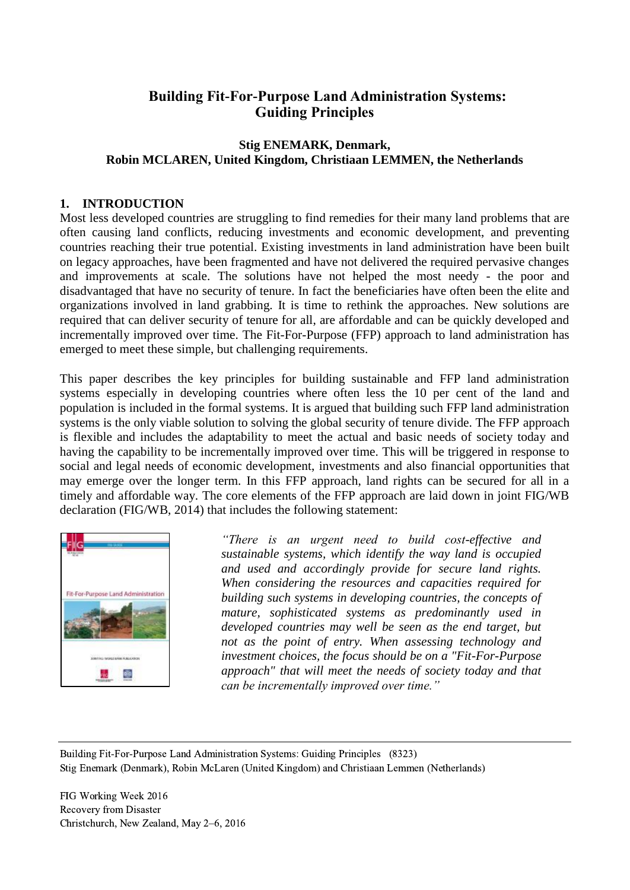# Building Fit-For-Purpose Land Administration Systems: Guiding Principles

**Stig ENEMARK, Denmark,**
**Robin MCLAREN, United Kingdom, Christiaan LEMMEN, the Netherlands**

## 1. INTRODUCTION

Most less developed countries are struggling to find remedies for their many land problems that are often causing land conflicts, reducing investments and economic development, and preventing countries reaching their true potential. Existing investments in land administration have been built on legacy approaches, have been fragmented and have not delivered the required pervasive changes and improvements at scale. The solutions have not helped the most needy - the poor and disadvantaged that have no security of tenure. In fact the beneficiaries have often been the elite and organizations involved in land grabbing. It is time to rethink the approaches. New solutions are required that can deliver security of tenure for all, are affordable and can be quickly developed and incrementally improved over time. The Fit-For-Purpose (FFP) approach to land administration has emerged to meet these simple, but challenging requirements.

This paper describes the key principles for building sustainable and FFP land administration systems especially in developing countries where often less the 10 per cent of the land and population is included in the formal systems. It is argued that building such FFP land administration systems is the only viable solution to solving the global security of tenure divide. The FFP approach is flexible and includes the adaptability to meet the actual and basic needs of society today and having the capability to be incrementally improved over time. This will be triggered in response to social and legal needs of economic development, investments and also financial opportunities that may emerge over the longer term. In this FFP approach, land rights can be secured for all in a timely and affordable way. The core elements of the FFP approach are laid down in joint FIG/WB declaration (FIG/WB, 2014) that includes the following statement:

*"There is an urgent need to build cost-effective and sustainable systems, which identify the way land is occupied and used and accordingly provide for secure land rights. When considering the resources and capacities required for building such systems in developing countries, the concepts of mature, sophisticated systems as predominantly used in developed countries may well be seen as the end target, but not as the point of entry. When assessing technology and investment choices, the focus should be on a "Fit-For-Purpose approach" that will meet the needs of society today and that can be incrementally improved over time."*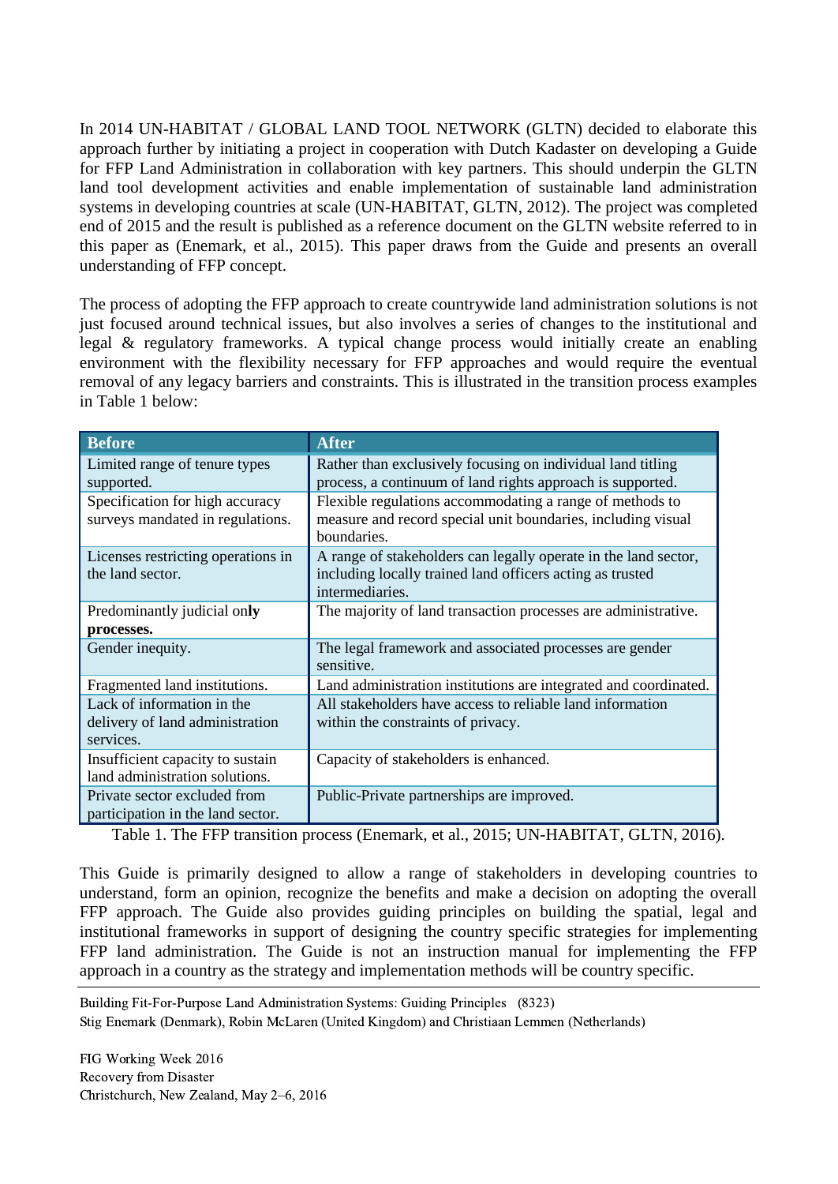In 2014 UN-HABITAT / GLOBAL LAND TOOL NETWORK (GLTN) decided to elaborate this approach further by initiating a project in cooperation with Dutch Kadaster on developing a Guide for FFP Land Administration in collaboration with key partners. This should underpin the GLTN land tool development activities and enable implementation of sustainable land administration systems in developing countries at scale (UN-HABITAT, GLTN, 2012). The project was completed end of 2015 and the result is published as a reference document on the GLTN website referred to in this paper as (Enemark, et al., 2015). This paper draws from the Guide and presents an overall understanding of FFP concept.

The process of adopting the FFP approach to create countrywide land administration solutions is not just focused around technical issues, but also involves a series of changes to the institutional and legal & regulatory frameworks. A typical change process would initially create an enabling environment with the flexibility necessary for FFP approaches and would require the eventual removal of any legacy barriers and constraints. This is illustrated in the transition process examples in Table 1 below:

| Before | After |
|---|---|
| Limited range of tenure types supported. | Rather than exclusively focusing on individual land titling process, a continuum of land rights approach is supported. |
| Specification for high accuracy surveys mandated in regulations. | Flexible regulations accommodating a range of methods to measure and record special unit boundaries, including visual boundaries. |
| Licenses restricting operations in the land sector. | A range of stakeholders can legally operate in the land sector, including locally trained land officers acting as trusted intermediaries. |
| Predominantly judicial on**ly processes.** | The majority of land transaction processes are administrative. |
| Gender inequity. | The legal framework and associated processes are gender sensitive. |
| Fragmented land institutions. | Land administration institutions are integrated and coordinated. |
| Lack of information in the delivery of land administration services. | All stakeholders have access to reliable land information within the constraints of privacy. |
| Insufficient capacity to sustain land administration solutions. | Capacity of stakeholders is enhanced. |
| Private sector excluded from participation in the land sector. | Public-Private partnerships are improved. |

Table 1. The FFP transition process (Enemark, et al., 2015; UN-HABITAT, GLTN, 2016).

This Guide is primarily designed to allow a range of stakeholders in developing countries to understand, form an opinion, recognize the benefits and make a decision on adopting the overall FFP approach. The Guide also provides guiding principles on building the spatial, legal and institutional frameworks in support of designing the country specific strategies for implementing FFP land administration. The Guide is not an instruction manual for implementing the FFP approach in a country as the strategy and implementation methods will be country specific.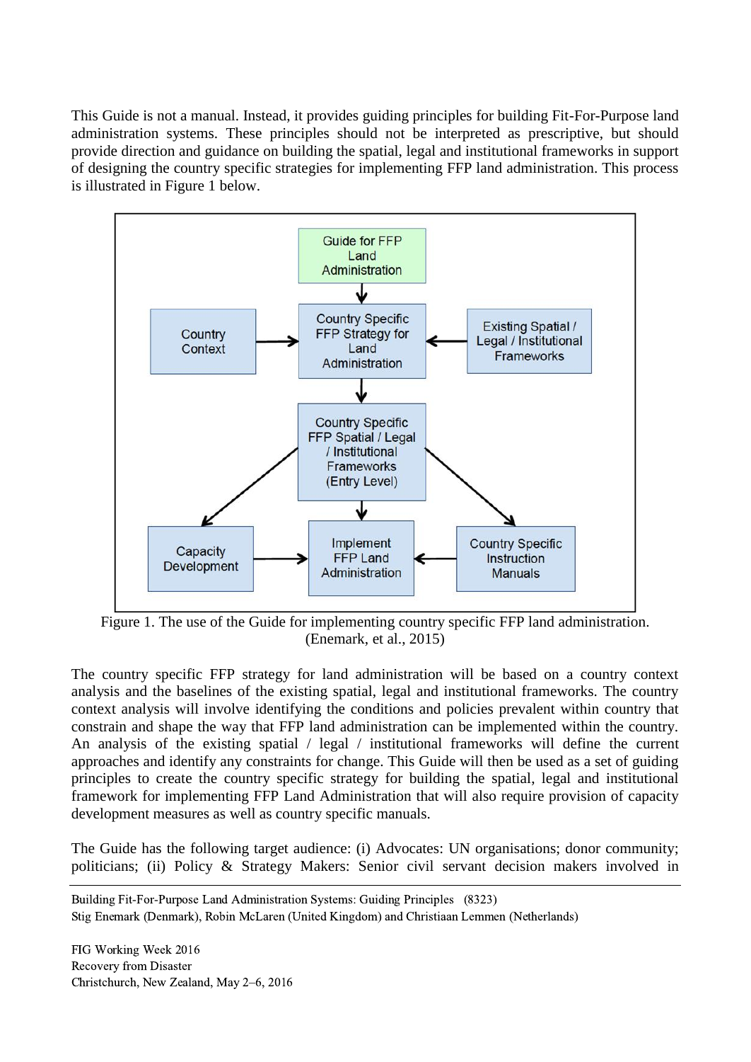This Guide is not a manual. Instead, it provides guiding principles for building Fit-For-Purpose land administration systems. These principles should not be interpreted as prescriptive, but should provide direction and guidance on building the spatial, legal and institutional frameworks in support of designing the country specific strategies for implementing FFP land administration. This process is illustrated in Figure 1 below.

Figure 1. The use of the Guide for implementing country specific FFP land administration. (Enemark, et al., 2015)

The country specific FFP strategy for land administration will be based on a country context analysis and the baselines of the existing spatial, legal and institutional frameworks. The country context analysis will involve identifying the conditions and policies prevalent within country that constrain and shape the way that FFP land administration can be implemented within the country. An analysis of the existing spatial / legal / institutional frameworks will define the current approaches and identify any constraints for change. This Guide will then be used as a set of guiding principles to create the country specific strategy for building the spatial, legal and institutional framework for implementing FFP Land Administration that will also require provision of capacity development measures as well as country specific manuals.

The Guide has the following target audience: (i) Advocates: UN organisations; donor community; politicians; (ii) Policy & Strategy Makers: Senior civil servant decision makers involved in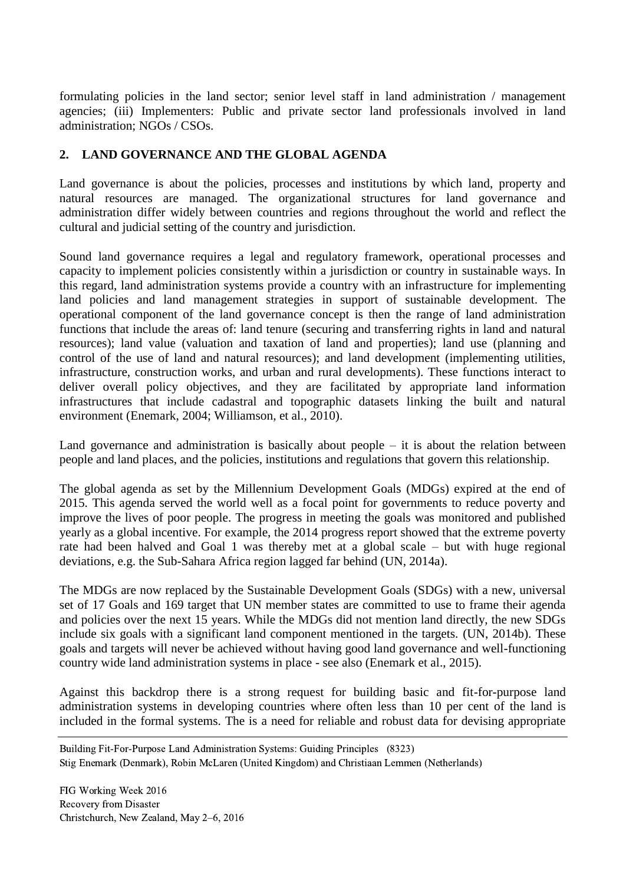formulating policies in the land sector; senior level staff in land administration / management agencies; (iii) Implementers: Public and private sector land professionals involved in land administration; NGOs / CSOs.

## 2. LAND GOVERNANCE AND THE GLOBAL AGENDA

Land governance is about the policies, processes and institutions by which land, property and natural resources are managed. The organizational structures for land governance and administration differ widely between countries and regions throughout the world and reflect the cultural and judicial setting of the country and jurisdiction.

Sound land governance requires a legal and regulatory framework, operational processes and capacity to implement policies consistently within a jurisdiction or country in sustainable ways. In this regard, land administration systems provide a country with an infrastructure for implementing land policies and land management strategies in support of sustainable development. The operational component of the land governance concept is then the range of land administration functions that include the areas of: land tenure (securing and transferring rights in land and natural resources); land value (valuation and taxation of land and properties); land use (planning and control of the use of land and natural resources); and land development (implementing utilities, infrastructure, construction works, and urban and rural developments). These functions interact to deliver overall policy objectives, and they are facilitated by appropriate land information infrastructures that include cadastral and topographic datasets linking the built and natural environment (Enemark, 2004; Williamson, et al., 2010).

Land governance and administration is basically about people – it is about the relation between people and land places, and the policies, institutions and regulations that govern this relationship.

The global agenda as set by the Millennium Development Goals (MDGs) expired at the end of 2015. This agenda served the world well as a focal point for governments to reduce poverty and improve the lives of poor people. The progress in meeting the goals was monitored and published yearly as a global incentive. For example, the 2014 progress report showed that the extreme poverty rate had been halved and Goal 1 was thereby met at a global scale – but with huge regional deviations, e.g. the Sub-Sahara Africa region lagged far behind (UN, 2014a).

The MDGs are now replaced by the Sustainable Development Goals (SDGs) with a new, universal set of 17 Goals and 169 target that UN member states are committed to use to frame their agenda and policies over the next 15 years. While the MDGs did not mention land directly, the new SDGs include six goals with a significant land component mentioned in the targets. (UN, 2014b). These goals and targets will never be achieved without having good land governance and well-functioning country wide land administration systems in place - see also (Enemark et al., 2015).

Against this backdrop there is a strong request for building basic and fit-for-purpose land administration systems in developing countries where often less than 10 per cent of the land is included in the formal systems. The is a need for reliable and robust data for devising appropriate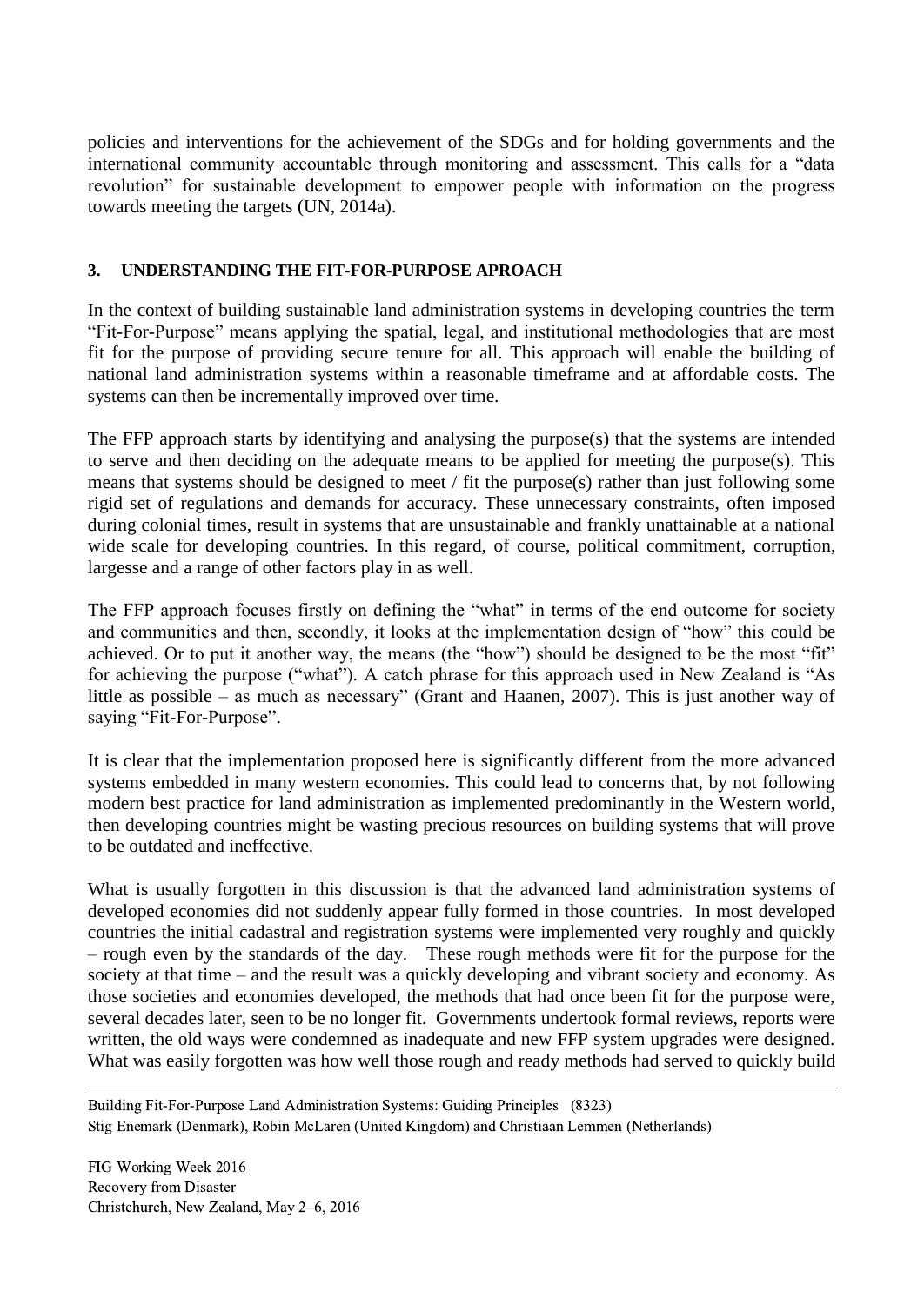policies and interventions for the achievement of the SDGs and for holding governments and the international community accountable through monitoring and assessment. This calls for a "data revolution" for sustainable development to empower people with information on the progress towards meeting the targets (UN, 2014a).

## 3. UNDERSTANDING THE FIT-FOR-PURPOSE APROACH

In the context of building sustainable land administration systems in developing countries the term "Fit-For-Purpose" means applying the spatial, legal, and institutional methodologies that are most fit for the purpose of providing secure tenure for all. This approach will enable the building of national land administration systems within a reasonable timeframe and at affordable costs. The systems can then be incrementally improved over time.

The FFP approach starts by identifying and analysing the purpose(s) that the systems are intended to serve and then deciding on the adequate means to be applied for meeting the purpose(s). This means that systems should be designed to meet / fit the purpose(s) rather than just following some rigid set of regulations and demands for accuracy. These unnecessary constraints, often imposed during colonial times, result in systems that are unsustainable and frankly unattainable at a national wide scale for developing countries. In this regard, of course, political commitment, corruption, largesse and a range of other factors play in as well.

The FFP approach focuses firstly on defining the "what" in terms of the end outcome for society and communities and then, secondly, it looks at the implementation design of "how" this could be achieved. Or to put it another way, the means (the "how") should be designed to be the most "fit" for achieving the purpose ("what"). A catch phrase for this approach used in New Zealand is "As little as possible – as much as necessary" (Grant and Haanen, 2007). This is just another way of saying "Fit-For-Purpose".

It is clear that the implementation proposed here is significantly different from the more advanced systems embedded in many western economies. This could lead to concerns that, by not following modern best practice for land administration as implemented predominantly in the Western world, then developing countries might be wasting precious resources on building systems that will prove to be outdated and ineffective.

What is usually forgotten in this discussion is that the advanced land administration systems of developed economies did not suddenly appear fully formed in those countries. In most developed countries the initial cadastral and registration systems were implemented very roughly and quickly – rough even by the standards of the day. These rough methods were fit for the purpose for the society at that time – and the result was a quickly developing and vibrant society and economy. As those societies and economies developed, the methods that had once been fit for the purpose were, several decades later, seen to be no longer fit. Governments undertook formal reviews, reports were written, the old ways were condemned as inadequate and new FFP system upgrades were designed. What was easily forgotten was how well those rough and ready methods had served to quickly build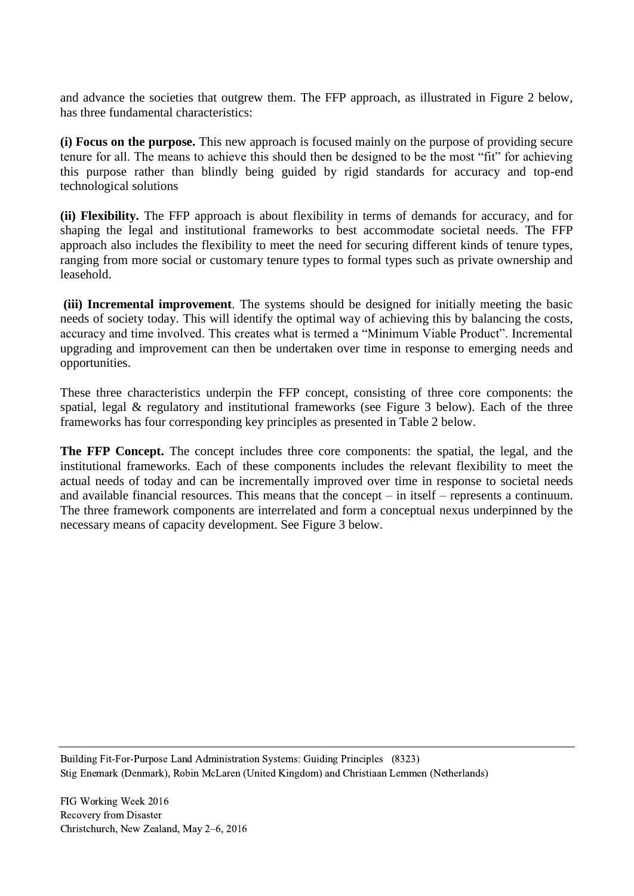and advance the societies that outgrew them. The FFP approach, as illustrated in Figure 2 below, has three fundamental characteristics:

**(i) Focus on the purpose.** This new approach is focused mainly on the purpose of providing secure tenure for all. The means to achieve this should then be designed to be the most "fit" for achieving this purpose rather than blindly being guided by rigid standards for accuracy and top-end technological solutions

**(ii) Flexibility.** The FFP approach is about flexibility in terms of demands for accuracy, and for shaping the legal and institutional frameworks to best accommodate societal needs. The FFP approach also includes the flexibility to meet the need for securing different kinds of tenure types, ranging from more social or customary tenure types to formal types such as private ownership and leasehold.

**(iii) Incremental improvement**. The systems should be designed for initially meeting the basic needs of society today. This will identify the optimal way of achieving this by balancing the costs, accuracy and time involved. This creates what is termed a "Minimum Viable Product". Incremental upgrading and improvement can then be undertaken over time in response to emerging needs and opportunities.

These three characteristics underpin the FFP concept, consisting of three core components: the spatial, legal & regulatory and institutional frameworks (see Figure 3 below). Each of the three frameworks has four corresponding key principles as presented in Table 2 below.

**The FFP Concept.** The concept includes three core components: the spatial, the legal, and the institutional frameworks. Each of these components includes the relevant flexibility to meet the actual needs of today and can be incrementally improved over time in response to societal needs and available financial resources. This means that the concept – in itself – represents a continuum. The three framework components are interrelated and form a conceptual nexus underpinned by the necessary means of capacity development. See Figure 3 below.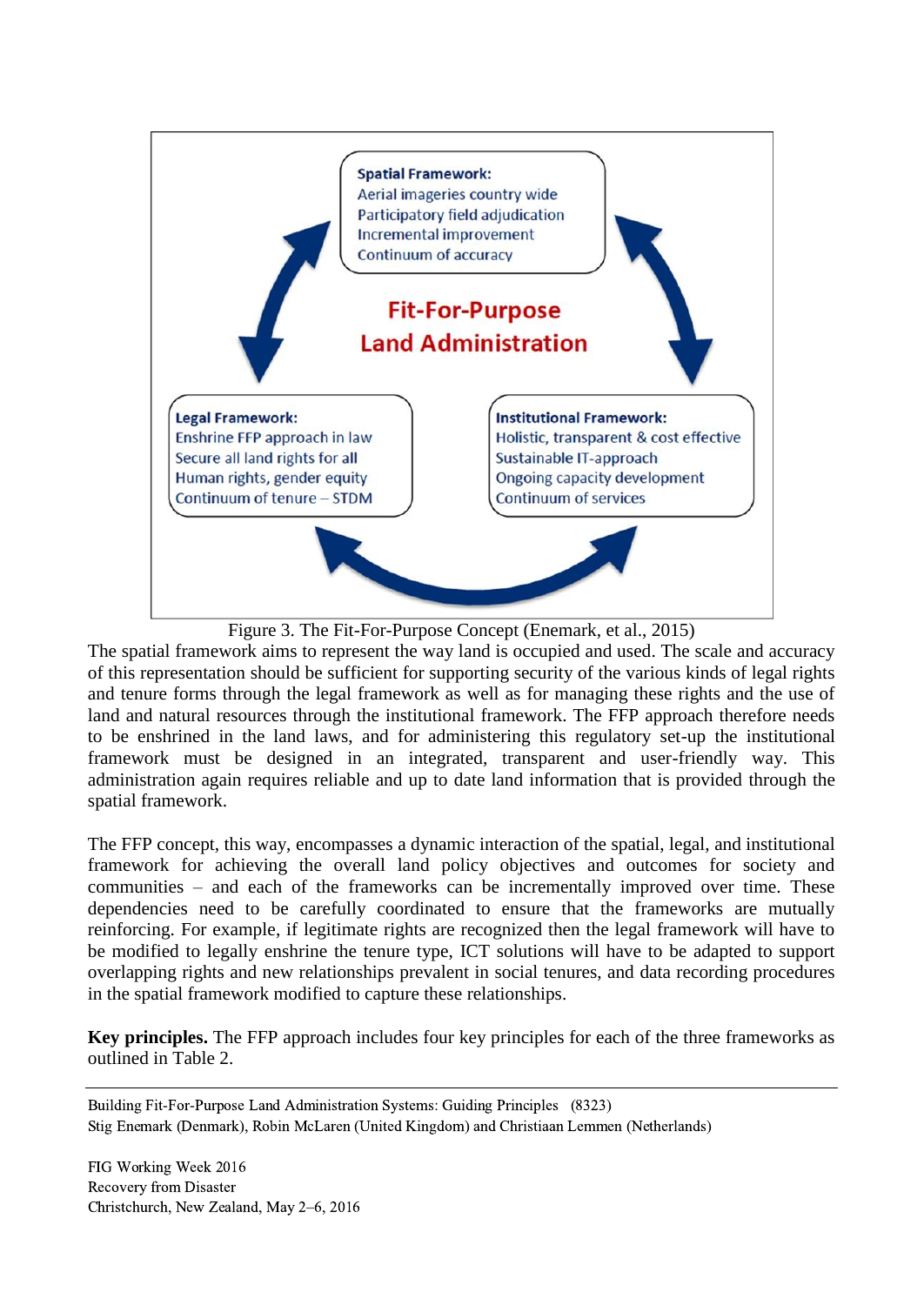**Spatial Framework:**
Aerial imageries country wide
Participatory field adjudication
Incremental improvement
Continuum of accuracy

**Fit-For-Purpose Land Administration**

**Legal Framework:**
Enshrine FFP approach in law
Secure all land rights for all
Human rights, gender equity
Continuum of tenure – STDM

**Institutional Framework:**
Holistic, transparent & cost effective
Sustainable IT-approach
Ongoing capacity development
Continuum of services

Figure 3. The Fit-For-Purpose Concept (Enemark, et al., 2015)

The spatial framework aims to represent the way land is occupied and used. The scale and accuracy of this representation should be sufficient for supporting security of the various kinds of legal rights and tenure forms through the legal framework as well as for managing these rights and the use of land and natural resources through the institutional framework. The FFP approach therefore needs to be enshrined in the land laws, and for administering this regulatory set-up the institutional framework must be designed in an integrated, transparent and user-friendly way. This administration again requires reliable and up to date land information that is provided through the spatial framework.

The FFP concept, this way, encompasses a dynamic interaction of the spatial, legal, and institutional framework for achieving the overall land policy objectives and outcomes for society and communities – and each of the frameworks can be incrementally improved over time. These dependencies need to be carefully coordinated to ensure that the frameworks are mutually reinforcing. For example, if legitimate rights are recognized then the legal framework will have to be modified to legally enshrine the tenure type, ICT solutions will have to be adapted to support overlapping rights and new relationships prevalent in social tenures, and data recording procedures in the spatial framework modified to capture these relationships.

**Key principles.** The FFP approach includes four key principles for each of the three frameworks as outlined in Table 2.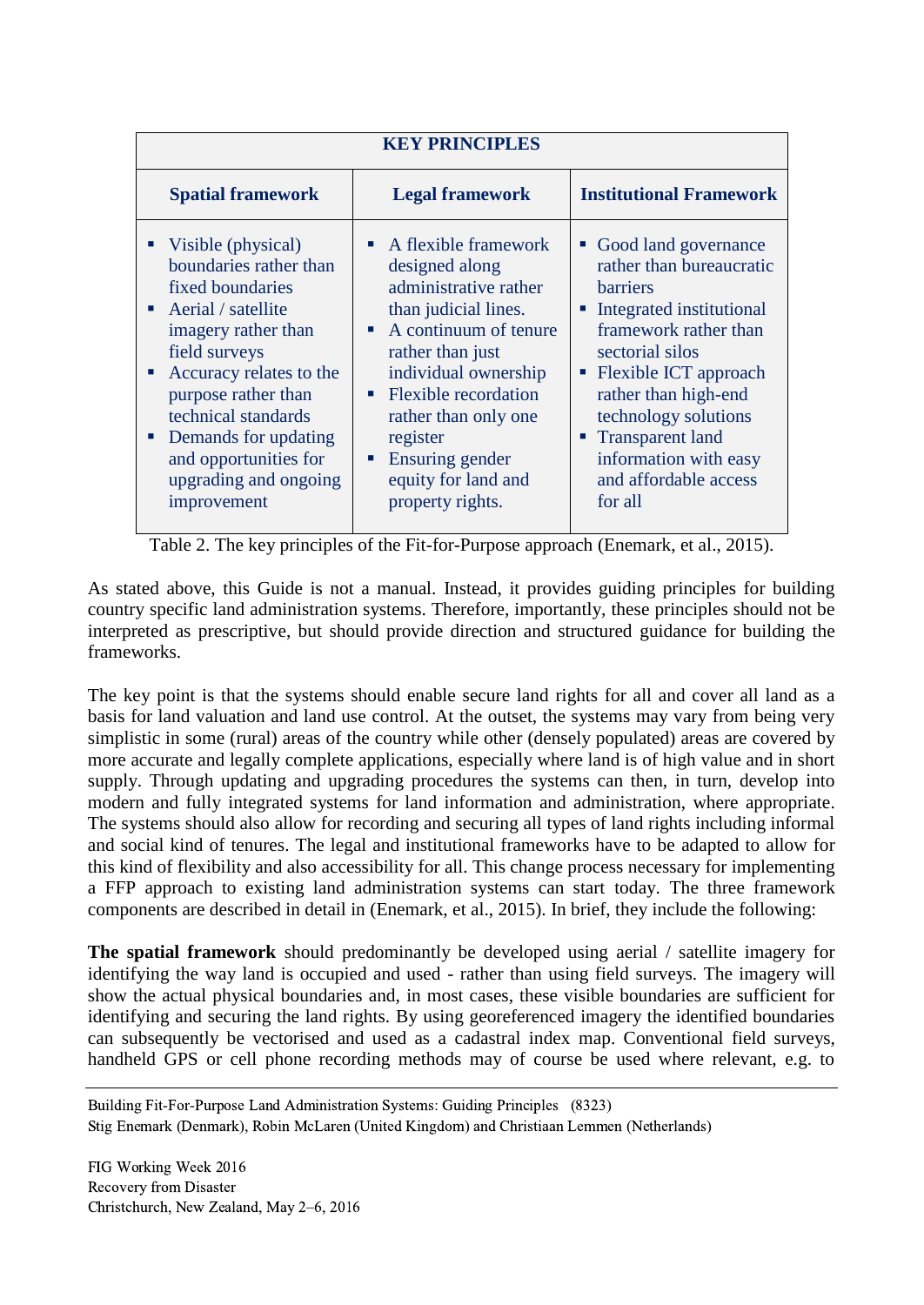| KEY PRINCIPLES | | |
|---|---|---|
| **Spatial framework** | **Legal framework** | **Institutional Framework** |
| ▪ Visible (physical) boundaries rather than fixed boundaries<br>▪ Aerial / satellite imagery rather than field surveys<br>▪ Accuracy relates to the purpose rather than technical standards<br>▪ Demands for updating and opportunities for upgrading and ongoing improvement | ▪ A flexible framework designed along administrative rather than judicial lines.<br>▪ A continuum of tenure rather than just individual ownership<br>▪ Flexible recordation rather than only one register<br>▪ Ensuring gender equity for land and property rights. | ▪ Good land governance rather than bureaucratic barriers<br>▪ Integrated institutional framework rather than sectorial silos<br>▪ Flexible ICT approach rather than high-end technology solutions<br>▪ Transparent land information with easy and affordable access for all |

Table 2. The key principles of the Fit-for-Purpose approach (Enemark, et al., 2015).

As stated above, this Guide is not a manual. Instead, it provides guiding principles for building country specific land administration systems. Therefore, importantly, these principles should not be interpreted as prescriptive, but should provide direction and structured guidance for building the frameworks.

The key point is that the systems should enable secure land rights for all and cover all land as a basis for land valuation and land use control. At the outset, the systems may vary from being very simplistic in some (rural) areas of the country while other (densely populated) areas are covered by more accurate and legally complete applications, especially where land is of high value and in short supply. Through updating and upgrading procedures the systems can then, in turn, develop into modern and fully integrated systems for land information and administration, where appropriate. The systems should also allow for recording and securing all types of land rights including informal and social kind of tenures. The legal and institutional frameworks have to be adapted to allow for this kind of flexibility and also accessibility for all. This change process necessary for implementing a FFP approach to existing land administration systems can start today. The three framework components are described in detail in (Enemark, et al., 2015). In brief, they include the following:

**The spatial framework** should predominantly be developed using aerial / satellite imagery for identifying the way land is occupied and used - rather than using field surveys. The imagery will show the actual physical boundaries and, in most cases, these visible boundaries are sufficient for identifying and securing the land rights. By using georeferenced imagery the identified boundaries can subsequently be vectorised and used as a cadastral index map. Conventional field surveys, handheld GPS or cell phone recording methods may of course be used where relevant, e.g. to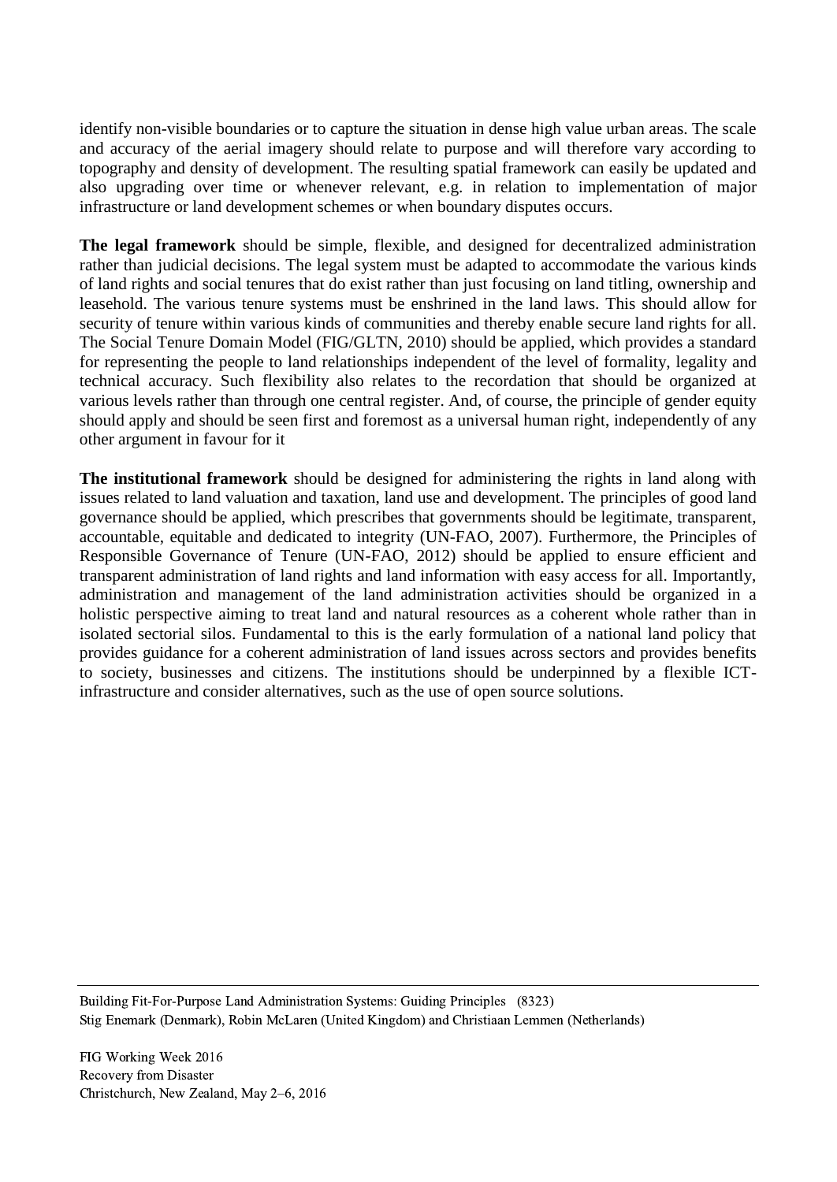identify non-visible boundaries or to capture the situation in dense high value urban areas. The scale and accuracy of the aerial imagery should relate to purpose and will therefore vary according to topography and density of development. The resulting spatial framework can easily be updated and also upgrading over time or whenever relevant, e.g. in relation to implementation of major infrastructure or land development schemes or when boundary disputes occurs.

**The legal framework** should be simple, flexible, and designed for decentralized administration rather than judicial decisions. The legal system must be adapted to accommodate the various kinds of land rights and social tenures that do exist rather than just focusing on land titling, ownership and leasehold. The various tenure systems must be enshrined in the land laws. This should allow for security of tenure within various kinds of communities and thereby enable secure land rights for all. The Social Tenure Domain Model (FIG/GLTN, 2010) should be applied, which provides a standard for representing the people to land relationships independent of the level of formality, legality and technical accuracy. Such flexibility also relates to the recordation that should be organized at various levels rather than through one central register. And, of course, the principle of gender equity should apply and should be seen first and foremost as a universal human right, independently of any other argument in favour for it

**The institutional framework** should be designed for administering the rights in land along with issues related to land valuation and taxation, land use and development. The principles of good land governance should be applied, which prescribes that governments should be legitimate, transparent, accountable, equitable and dedicated to integrity (UN-FAO, 2007). Furthermore, the Principles of Responsible Governance of Tenure (UN-FAO, 2012) should be applied to ensure efficient and transparent administration of land rights and land information with easy access for all. Importantly, administration and management of the land administration activities should be organized in a holistic perspective aiming to treat land and natural resources as a coherent whole rather than in isolated sectorial silos. Fundamental to this is the early formulation of a national land policy that provides guidance for a coherent administration of land issues across sectors and provides benefits to society, businesses and citizens. The institutions should be underpinned by a flexible ICT-infrastructure and consider alternatives, such as the use of open source solutions.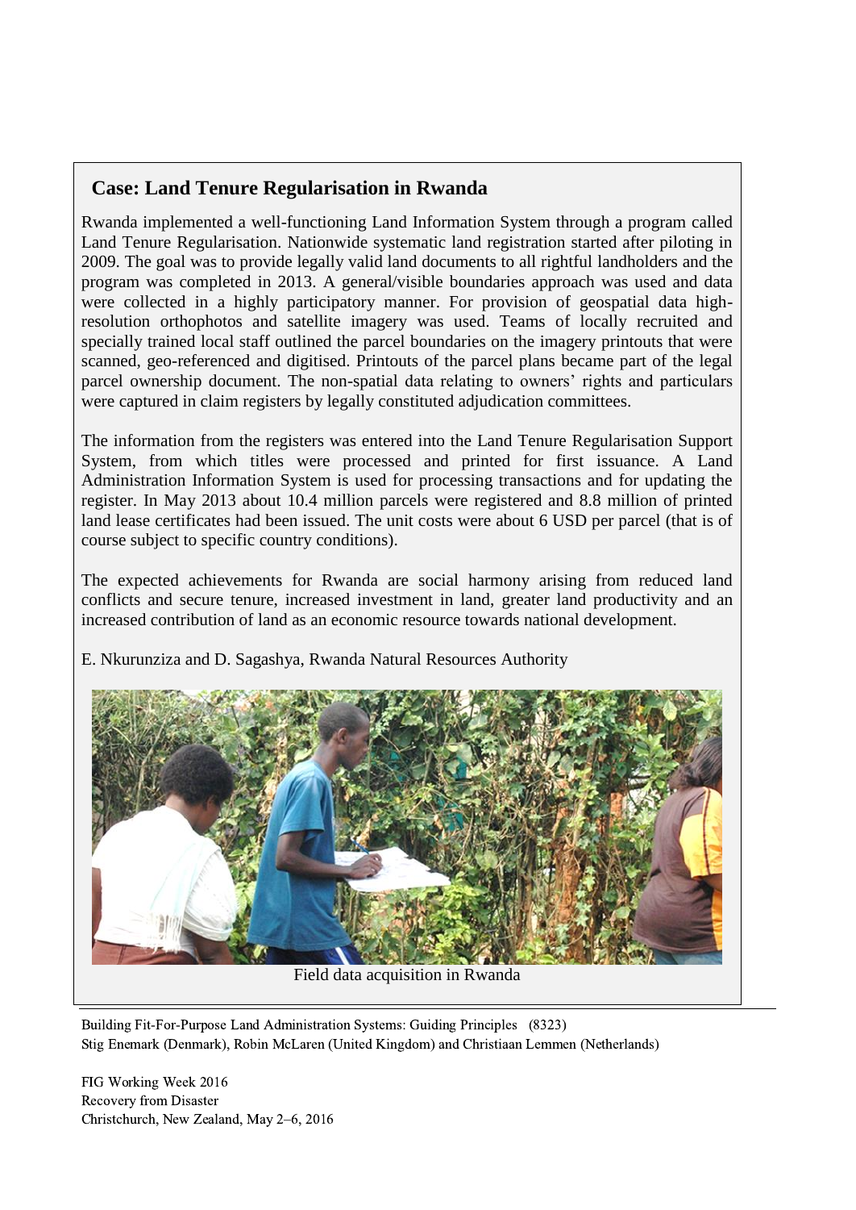## Case: Land Tenure Regularisation in Rwanda

Rwanda implemented a well-functioning Land Information System through a program called Land Tenure Regularisation. Nationwide systematic land registration started after piloting in 2009. The goal was to provide legally valid land documents to all rightful landholders and the program was completed in 2013. A general/visible boundaries approach was used and data were collected in a highly participatory manner. For provision of geospatial data high-resolution orthophotos and satellite imagery was used. Teams of locally recruited and specially trained local staff outlined the parcel boundaries on the imagery printouts that were scanned, geo-referenced and digitised. Printouts of the parcel plans became part of the legal parcel ownership document. The non-spatial data relating to owners' rights and particulars were captured in claim registers by legally constituted adjudication committees.

The information from the registers was entered into the Land Tenure Regularisation Support System, from which titles were processed and printed for first issuance. A Land Administration Information System is used for processing transactions and for updating the register. In May 2013 about 10.4 million parcels were registered and 8.8 million of printed land lease certificates had been issued. The unit costs were about 6 USD per parcel (that is of course subject to specific country conditions).

The expected achievements for Rwanda are social harmony arising from reduced land conflicts and secure tenure, increased investment in land, greater land productivity and an increased contribution of land as an economic resource towards national development.

E. Nkurunziza and D. Sagashya, Rwanda Natural Resources Authority

Field data acquisition in Rwanda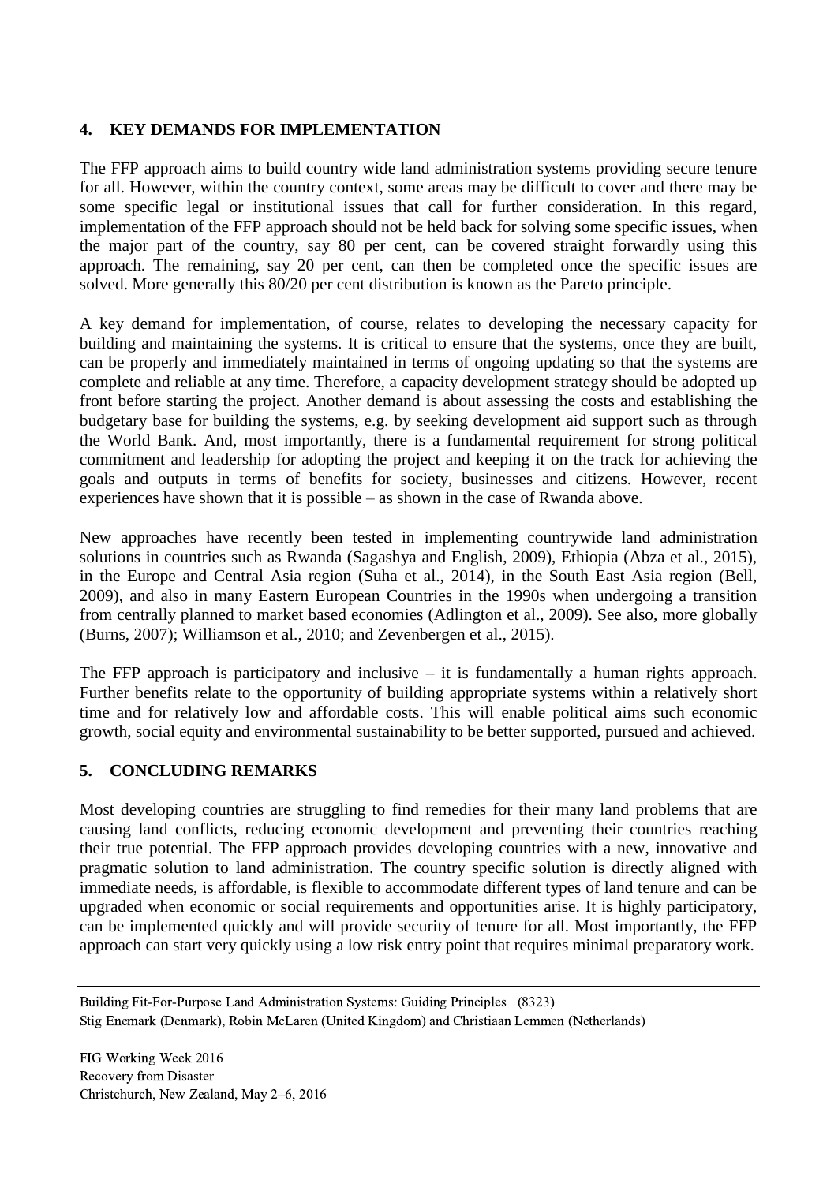## 4. KEY DEMANDS FOR IMPLEMENTATION

The FFP approach aims to build country wide land administration systems providing secure tenure for all. However, within the country context, some areas may be difficult to cover and there may be some specific legal or institutional issues that call for further consideration. In this regard, implementation of the FFP approach should not be held back for solving some specific issues, when the major part of the country, say 80 per cent, can be covered straight forwardly using this approach. The remaining, say 20 per cent, can then be completed once the specific issues are solved. More generally this 80/20 per cent distribution is known as the Pareto principle.

A key demand for implementation, of course, relates to developing the necessary capacity for building and maintaining the systems. It is critical to ensure that the systems, once they are built, can be properly and immediately maintained in terms of ongoing updating so that the systems are complete and reliable at any time. Therefore, a capacity development strategy should be adopted up front before starting the project. Another demand is about assessing the costs and establishing the budgetary base for building the systems, e.g. by seeking development aid support such as through the World Bank. And, most importantly, there is a fundamental requirement for strong political commitment and leadership for adopting the project and keeping it on the track for achieving the goals and outputs in terms of benefits for society, businesses and citizens. However, recent experiences have shown that it is possible – as shown in the case of Rwanda above.

New approaches have recently been tested in implementing countrywide land administration solutions in countries such as Rwanda (Sagashya and English, 2009), Ethiopia (Abza et al., 2015), in the Europe and Central Asia region (Suha et al., 2014), in the South East Asia region (Bell, 2009), and also in many Eastern European Countries in the 1990s when undergoing a transition from centrally planned to market based economies (Adlington et al., 2009). See also, more globally (Burns, 2007); Williamson et al., 2010; and Zevenbergen et al., 2015).

The FFP approach is participatory and inclusive – it is fundamentally a human rights approach. Further benefits relate to the opportunity of building appropriate systems within a relatively short time and for relatively low and affordable costs. This will enable political aims such economic growth, social equity and environmental sustainability to be better supported, pursued and achieved.

## 5. CONCLUDING REMARKS

Most developing countries are struggling to find remedies for their many land problems that are causing land conflicts, reducing economic development and preventing their countries reaching their true potential. The FFP approach provides developing countries with a new, innovative and pragmatic solution to land administration. The country specific solution is directly aligned with immediate needs, is affordable, is flexible to accommodate different types of land tenure and can be upgraded when economic or social requirements and opportunities arise. It is highly participatory, can be implemented quickly and will provide security of tenure for all. Most importantly, the FFP approach can start very quickly using a low risk entry point that requires minimal preparatory work.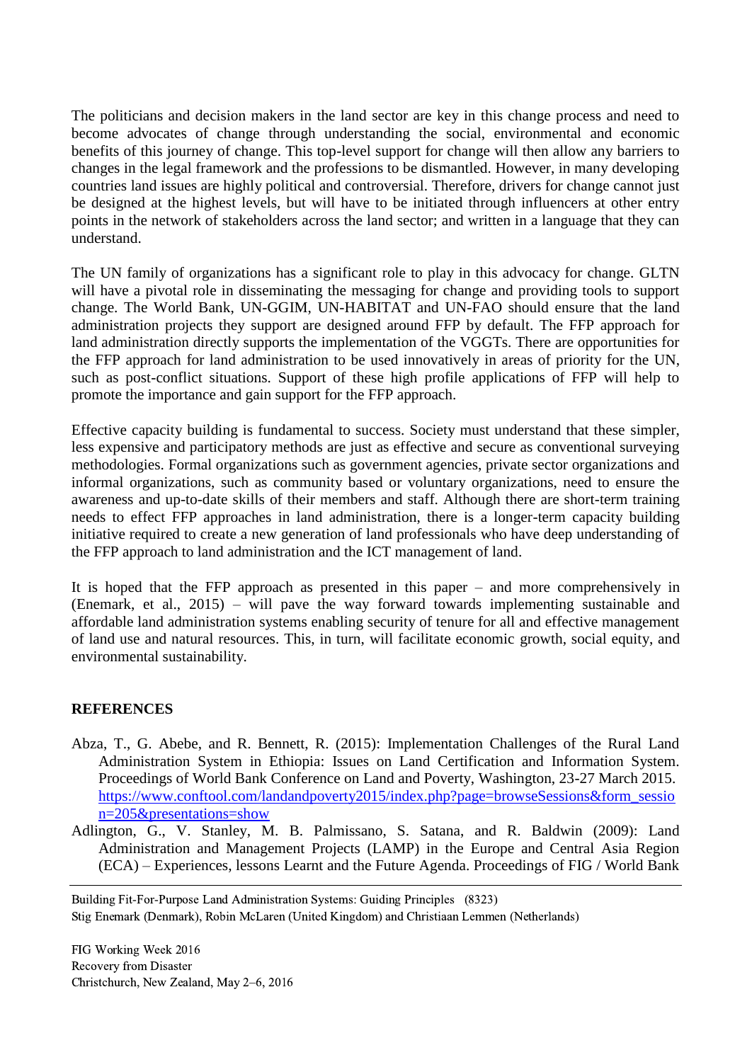The politicians and decision makers in the land sector are key in this change process and need to become advocates of change through understanding the social, environmental and economic benefits of this journey of change. This top-level support for change will then allow any barriers to changes in the legal framework and the professions to be dismantled. However, in many developing countries land issues are highly political and controversial. Therefore, drivers for change cannot just be designed at the highest levels, but will have to be initiated through influencers at other entry points in the network of stakeholders across the land sector; and written in a language that they can understand.

The UN family of organizations has a significant role to play in this advocacy for change. GLTN will have a pivotal role in disseminating the messaging for change and providing tools to support change. The World Bank, UN-GGIM, UN-HABITAT and UN-FAO should ensure that the land administration projects they support are designed around FFP by default. The FFP approach for land administration directly supports the implementation of the VGGTs. There are opportunities for the FFP approach for land administration to be used innovatively in areas of priority for the UN, such as post-conflict situations. Support of these high profile applications of FFP will help to promote the importance and gain support for the FFP approach.

Effective capacity building is fundamental to success. Society must understand that these simpler, less expensive and participatory methods are just as effective and secure as conventional surveying methodologies. Formal organizations such as government agencies, private sector organizations and informal organizations, such as community based or voluntary organizations, need to ensure the awareness and up-to-date skills of their members and staff. Although there are short-term training needs to effect FFP approaches in land administration, there is a longer-term capacity building initiative required to create a new generation of land professionals who have deep understanding of the FFP approach to land administration and the ICT management of land.

It is hoped that the FFP approach as presented in this paper – and more comprehensively in (Enemark, et al., 2015) – will pave the way forward towards implementing sustainable and affordable land administration systems enabling security of tenure for all and effective management of land use and natural resources. This, in turn, will facilitate economic growth, social equity, and environmental sustainability.

## REFERENCES

Abza, T., G. Abebe, and R. Bennett, R. (2015): Implementation Challenges of the Rural Land Administration System in Ethiopia: Issues on Land Certification and Information System. Proceedings of World Bank Conference on Land and Poverty, Washington, 23-27 March 2015. https://www.conftool.com/landandpoverty2015/index.php?page=browseSessions&form_session=205&presentations=show

Adlington, G., V. Stanley, M. B. Palmissano, S. Satana, and R. Baldwin (2009): Land Administration and Management Projects (LAMP) in the Europe and Central Asia Region (ECA) – Experiences, lessons Learnt and the Future Agenda. Proceedings of FIG / World Bank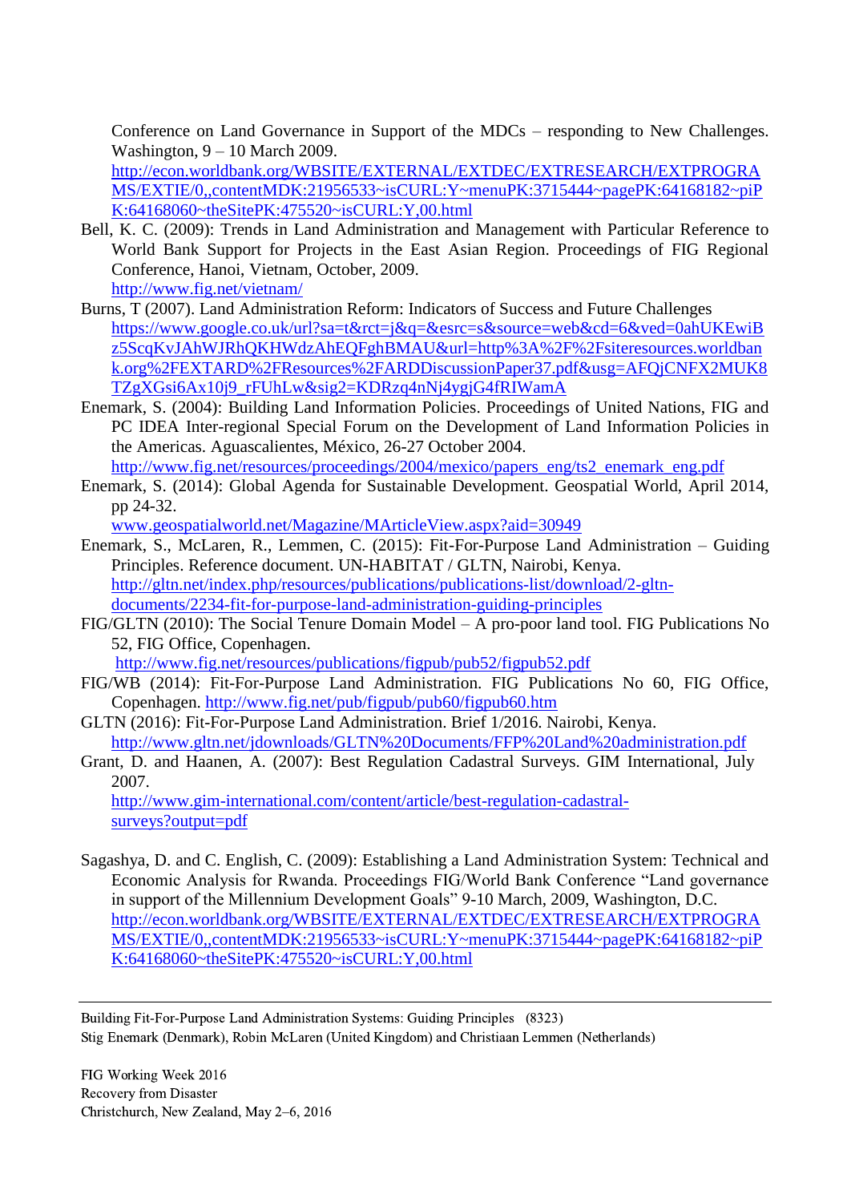Conference on Land Governance in Support of the MDCs – responding to New Challenges. Washington, 9 – 10 March 2009.
http://econ.worldbank.org/WBSITE/EXTERNAL/EXTDEC/EXTRESEARCH/EXTPROGRAMS/EXTIE/0,,contentMDK:21956533~isCURL:Y~menuPK:3715444~pagePK:64168182~piPK:64168060~theSitePK:475520~isCURL:Y,00.html

Bell, K. C. (2009): Trends in Land Administration and Management with Particular Reference to World Bank Support for Projects in the East Asian Region. Proceedings of FIG Regional Conference, Hanoi, Vietnam, October, 2009.
http://www.fig.net/vietnam/

Burns, T (2007). Land Administration Reform: Indicators of Success and Future Challenges
https://www.google.co.uk/url?sa=t&rct=j&q=&esrc=s&source=web&cd=6&ved=0ahUKEwiBz5ScqKvJAhWJRhQKHWdzAhEQFghBMAU&url=http%3A%2F%2Fsiteresources.worldbank.org%2FEXTARD%2FResources%2FARDDiscussionPaper37.pdf&usg=AFQjCNFX2MUK8TZgXGsi6Ax10j9_rFUhLw&sig2=KDRzq4nNj4ygjG4fRIWamA

Enemark, S. (2004): Building Land Information Policies. Proceedings of United Nations, FIG and PC IDEA Inter-regional Special Forum on the Development of Land Information Policies in the Americas. Aguascalientes, México, 26-27 October 2004.
http://www.fig.net/resources/proceedings/2004/mexico/papers_eng/ts2_enemark_eng.pdf

Enemark, S. (2014): Global Agenda for Sustainable Development. Geospatial World, April 2014, pp 24-32.
www.geospatialworld.net/Magazine/MArticleView.aspx?aid=30949

Enemark, S., McLaren, R., Lemmen, C. (2015): Fit-For-Purpose Land Administration – Guiding Principles. Reference document. UN-HABITAT / GLTN, Nairobi, Kenya.
http://gltn.net/index.php/resources/publications/publications-list/download/2-gltn-documents/2234-fit-for-purpose-land-administration-guiding-principles

FIG/GLTN (2010): The Social Tenure Domain Model – A pro-poor land tool. FIG Publications No 52, FIG Office, Copenhagen.
http://www.fig.net/resources/publications/figpub/pub52/figpub52.pdf

FIG/WB (2014): Fit-For-Purpose Land Administration. FIG Publications No 60, FIG Office, Copenhagen. http://www.fig.net/pub/figpub/pub60/figpub60.htm

GLTN (2016): Fit-For-Purpose Land Administration. Brief 1/2016. Nairobi, Kenya.
http://www.gltn.net/jdownloads/GLTN%20Documents/FFP%20Land%20administration.pdf

Grant, D. and Haanen, A. (2007): Best Regulation Cadastral Surveys. GIM International, July 2007.
http://www.gim-international.com/content/article/best-regulation-cadastral-surveys?output=pdf

Sagashya, D. and C. English, C. (2009): Establishing a Land Administration System: Technical and Economic Analysis for Rwanda. Proceedings FIG/World Bank Conference "Land governance in support of the Millennium Development Goals" 9-10 March, 2009, Washington, D.C.
http://econ.worldbank.org/WBSITE/EXTERNAL/EXTDEC/EXTRESEARCH/EXTPROGRAMS/EXTIE/0,,contentMDK:21956533~isCURL:Y~menuPK:3715444~pagePK:64168182~piPK:64168060~theSitePK:475520~isCURL:Y,00.html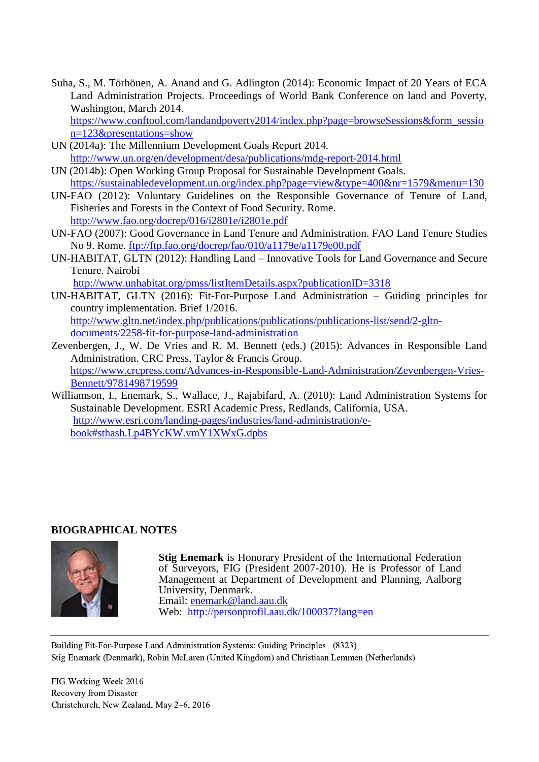Suha, S., M. Törhönen, A. Anand and G. Adlington (2014): Economic Impact of 20 Years of ECA Land Administration Projects. Proceedings of World Bank Conference on land and Poverty, Washington, March 2014. https://www.conftool.com/landandpoverty2014/index.php?page=browseSessions&form_session=123&presentations=show

UN (2014a): The Millennium Development Goals Report 2014. http://www.un.org/en/development/desa/publications/mdg-report-2014.html

UN (2014b): Open Working Group Proposal for Sustainable Development Goals. https://sustainabledevelopment.un.org/index.php?page=view&type=400&nr=1579&menu=130

UN-FAO (2012): Voluntary Guidelines on the Responsible Governance of Tenure of Land, Fisheries and Forests in the Context of Food Security. Rome. http://www.fao.org/docrep/016/i2801e/i2801e.pdf

UN-FAO (2007): Good Governance in Land Tenure and Administration. FAO Land Tenure Studies No 9. Rome. ftp://ftp.fao.org/docrep/fao/010/a1179e/a1179e00.pdf

UN-HABITAT, GLTN (2012): Handling Land – Innovative Tools for Land Governance and Secure Tenure. Nairobi http://www.unhabitat.org/pmss/listItemDetails.aspx?publicationID=3318

UN-HABITAT, GLTN (2016): Fit-For-Purpose Land Administration – Guiding principles for country implementation. Brief 1/2016. http://www.gltn.net/index.php/publications/publications/publications-list/send/2-gltn-documents/2258-fit-for-purpose-land-administration

Zevenbergen, J., W. De Vries and R. M. Bennett (eds.) (2015): Advances in Responsible Land Administration. CRC Press, Taylor & Francis Group. https://www.crcpress.com/Advances-in-Responsible-Land-Administration/Zevenbergen-Vries-Bennett/9781498719599

Williamson, I., Enemark, S., Wallace, J., Rajabifard, A. (2010): Land Administration Systems for Sustainable Development. ESRI Academic Press, Redlands, California, USA. http://www.esri.com/landing-pages/industries/land-administration/e-book#sthash.Lp4BYcKW.vmY1XWxG.dpbs

## BIOGRAPHICAL NOTES

**Stig Enemark** is Honorary President of the International Federation of Surveyors, FIG (President 2007-2010). He is Professor of Land Management at Department of Development and Planning, Aalborg University, Denmark.
Email: enemark@land.aau.dk
Web: http://personprofil.aau.dk/100037?lang=en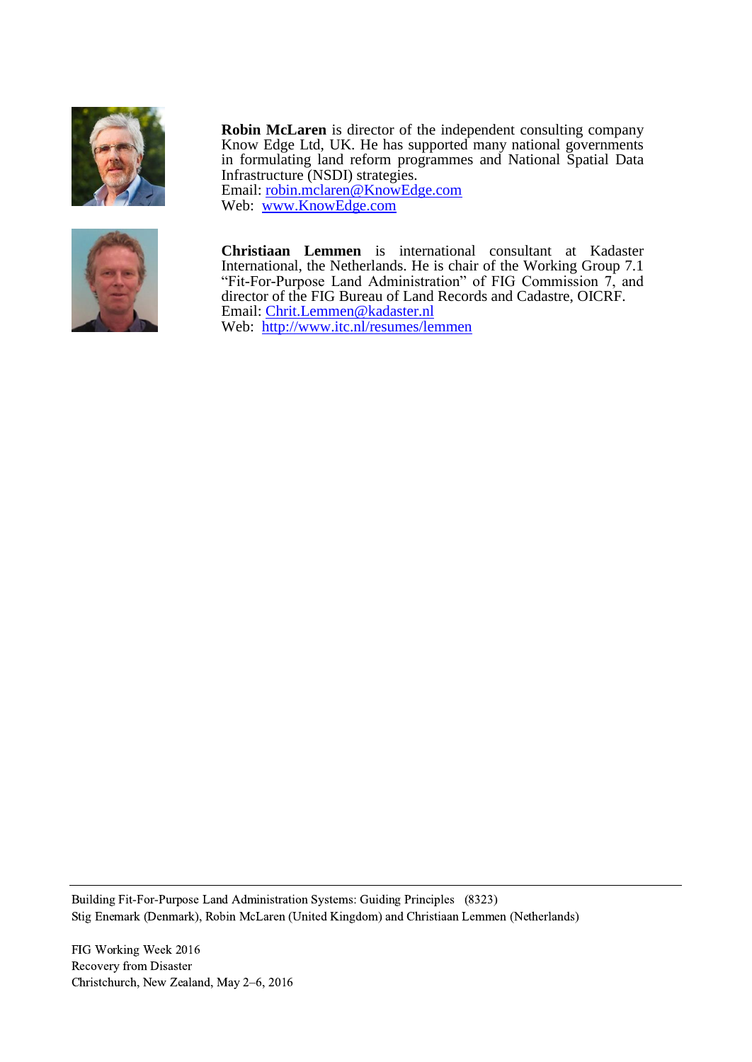**Robin McLaren** is director of the independent consulting company Know Edge Ltd, UK. He has supported many national governments in formulating land reform programmes and National Spatial Data Infrastructure (NSDI) strategies.
Email: robin.mclaren@KnowEdge.com
Web: www.KnowEdge.com

**Christiaan Lemmen** is international consultant at Kadaster International, the Netherlands. He is chair of the Working Group 7.1 "Fit-For-Purpose Land Administration" of FIG Commission 7, and director of the FIG Bureau of Land Records and Cadastre, OICRF.
Email: Chrit.Lemmen@kadaster.nl
Web: http://www.itc.nl/resumes/lemmen